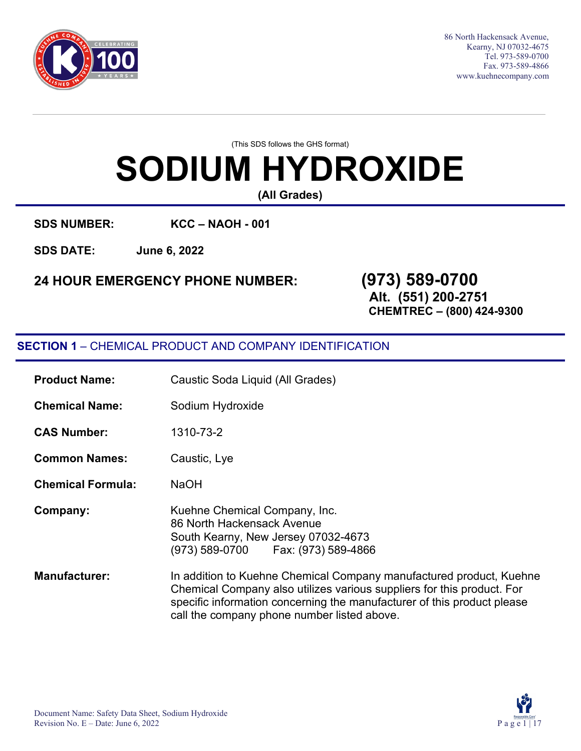86 North Hackensack Avenue,
Kearny, NJ 07032-4675
Tel. 973-589-0700
Fax. 973-589-4866
www.kuehnecompany.com

(This SDS follows the GHS format)

# SODIUM HYDROXIDE

**(All Grades)**

**SDS NUMBER:** **KCC – NAOH - 001**

**SDS DATE:** **June 6, 2022**

**24 HOUR EMERGENCY PHONE NUMBER:** **(973) 589-0700**
**Alt. (551) 200-2751**
**CHEMTREC – (800) 424-9300**

## SECTION 1 – CHEMICAL PRODUCT AND COMPANY IDENTIFICATION

**Product Name:** Caustic Soda Liquid (All Grades)

**Chemical Name:** Sodium Hydroxide

**CAS Number:** 1310-73-2

**Common Names:** Caustic, Lye

**Chemical Formula:** $NaOH$

**Company:** Kuehne Chemical Company, Inc.
86 North Hackensack Avenue
South Kearny, New Jersey 07032-4673
(973) 589-0700 Fax: (973) 589-4866

**Manufacturer:** In addition to Kuehne Chemical Company manufactured product, Kuehne Chemical Company also utilizes various suppliers for this product. For specific information concerning the manufacturer of this product please call the company phone number listed above.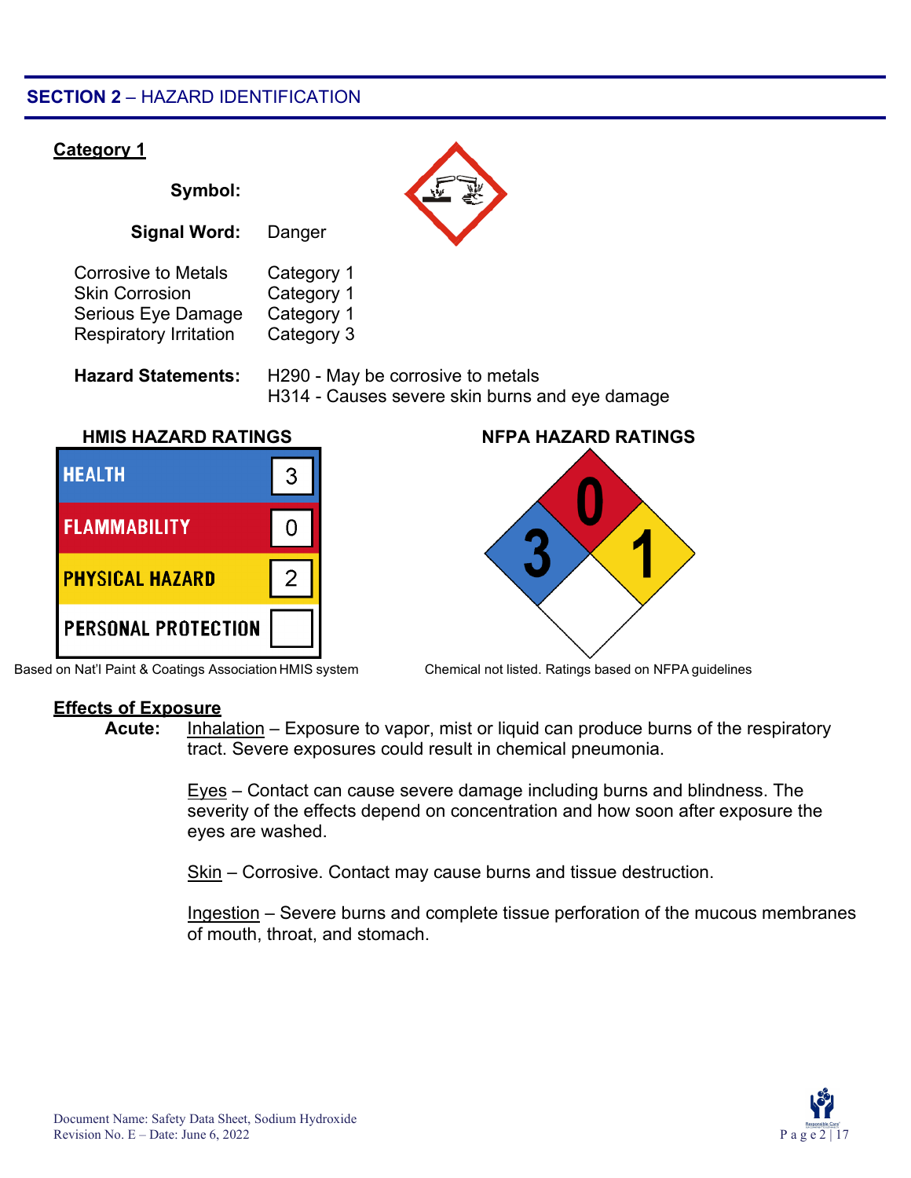## SECTION 2 – HAZARD IDENTIFICATION

**Category 1**

**Symbol:**

**Signal Word:** Danger

| | |
|---|---|
| Corrosive to Metals | Category 1 |
| Skin Corrosion | Category 1 |
| Serious Eye Damage | Category 1 |
| Respiratory Irritation | Category 3 |

**Hazard Statements:** H290 - May be corrosive to metals
H314 - Causes severe skin burns and eye damage

**HMIS HAZARD RATINGS**

| | |
|---|---|
| HEALTH | 3 |
| FLAMMABILITY | 0 |
| PHYSICAL HAZARD | 2 |
| PERSONAL PROTECTION | |

Based on Nat'l Paint & Coatings Association HMIS system

**NFPA HAZARD RATINGS**

Health: 3, Flammability: 0, Instability: 1

Chemical not listed. Ratings based on NFPA guidelines

**Effects of Exposure**

**Acute:** Inhalation – Exposure to vapor, mist or liquid can produce burns of the respiratory tract. Severe exposures could result in chemical pneumonia.

Eyes – Contact can cause severe damage including burns and blindness. The severity of the effects depend on concentration and how soon after exposure the eyes are washed.

Skin – Corrosive. Contact may cause burns and tissue destruction.

Ingestion – Severe burns and complete tissue perforation of the mucous membranes of mouth, throat, and stomach.

Document Name: Safety Data Sheet, Sodium Hydroxide
Revision No. E – Date: June 6, 2022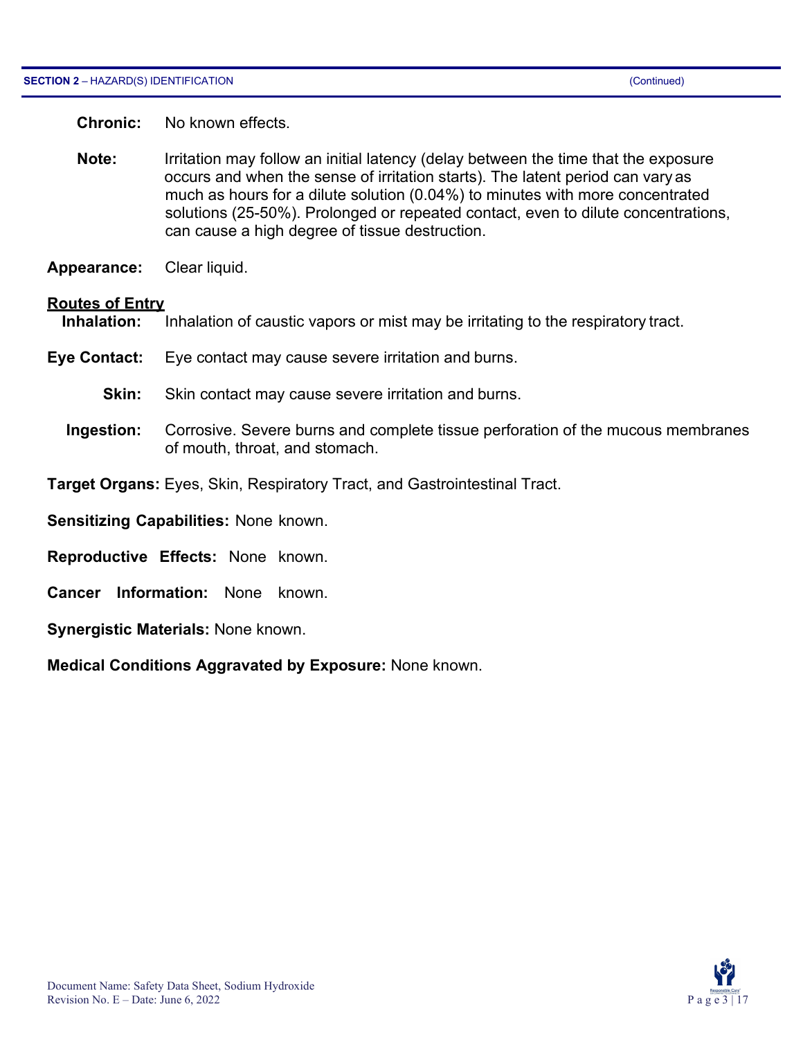**Chronic:** No known effects.

**Note:** Irritation may follow an initial latency (delay between the time that the exposure occurs and when the sense of irritation starts). The latent period can vary as much as hours for a dilute solution (0.04%) to minutes with more concentrated solutions (25-50%). Prolonged or repeated contact, even to dilute concentrations, can cause a high degree of tissue destruction.

**Appearance:** Clear liquid.

**Routes of Entry**

**Inhalation:** Inhalation of caustic vapors or mist may be irritating to the respiratory tract.

**Eye Contact:** Eye contact may cause severe irritation and burns.

**Skin:** Skin contact may cause severe irritation and burns.

**Ingestion:** Corrosive. Severe burns and complete tissue perforation of the mucous membranes of mouth, throat, and stomach.

**Target Organs:** Eyes, Skin, Respiratory Tract, and Gastrointestinal Tract.

**Sensitizing Capabilities:** None known.

**Reproductive Effects:** None known.

**Cancer Information:** None known.

**Synergistic Materials:** None known.

**Medical Conditions Aggravated by Exposure:** None known.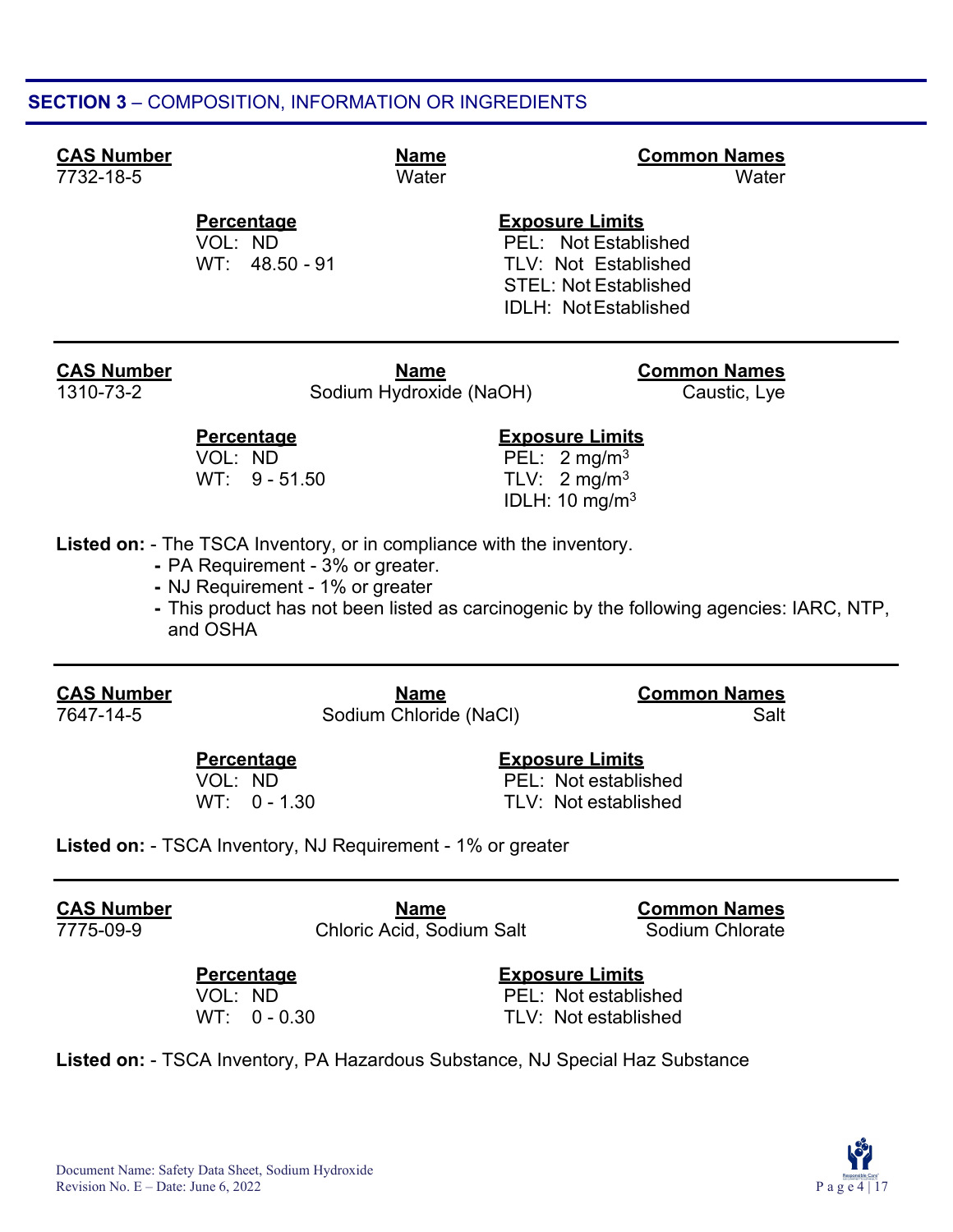## SECTION 3 – COMPOSITION, INFORMATION OR INGREDIENTS

**CAS Number**: 7732-18-5
**Name**: Water
**Common Names**: Water

**Percentage**
VOL: ND
WT: 48.50 - 91

**Exposure Limits**
PEL: Not Established
TLV: Not Established
STEL: Not Established
IDLH: Not Established

---

**CAS Number**: 1310-73-2
**Name**: Sodium Hydroxide (NaOH)
**Common Names**: Caustic, Lye

**Percentage**
VOL: ND
WT: 9 - 51.50

**Exposure Limits**
PEL: 2 $mg/m^3$
TLV: 2 $mg/m^3$
IDLH: 10 $mg/m^3$

**Listed on:** - The TSCA Inventory, or in compliance with the inventory.
- PA Requirement - 3% or greater.
- NJ Requirement - 1% or greater
- This product has not been listed as carcinogenic by the following agencies: IARC, NTP, and OSHA

---

**CAS Number**: 7647-14-5
**Name**: Sodium Chloride (NaCl)
**Common Names**: Salt

**Percentage**
VOL: ND
WT: 0 - 1.30

**Exposure Limits**
PEL: Not established
TLV: Not established

**Listed on:** - TSCA Inventory, NJ Requirement - 1% or greater

---

**CAS Number**: 7775-09-9
**Name**: Chloric Acid, Sodium Salt
**Common Names**: Sodium Chlorate

**Percentage**
VOL: ND
WT: 0 - 0.30

**Exposure Limits**
PEL: Not established
TLV: Not established

**Listed on:** - TSCA Inventory, PA Hazardous Substance, NJ Special Haz Substance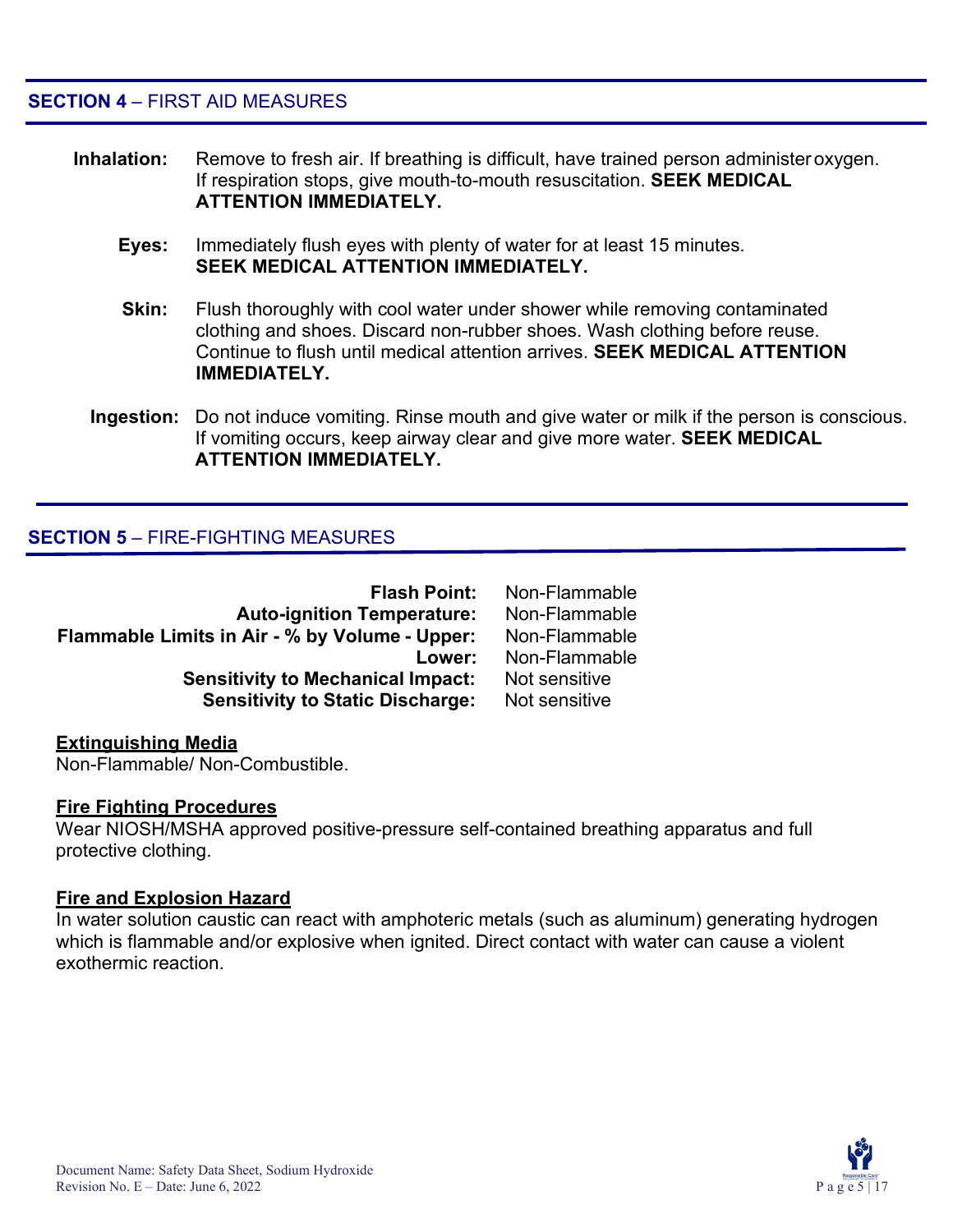## SECTION 4 – FIRST AID MEASURES

**Inhalation:** Remove to fresh air. If breathing is difficult, have trained person administer oxygen. If respiration stops, give mouth-to-mouth resuscitation. **SEEK MEDICAL ATTENTION IMMEDIATELY.**

**Eyes:** Immediately flush eyes with plenty of water for at least 15 minutes. **SEEK MEDICAL ATTENTION IMMEDIATELY.**

**Skin:** Flush thoroughly with cool water under shower while removing contaminated clothing and shoes. Discard non-rubber shoes. Wash clothing before reuse. Continue to flush until medical attention arrives. **SEEK MEDICAL ATTENTION IMMEDIATELY.**

**Ingestion:** Do not induce vomiting. Rinse mouth and give water or milk if the person is conscious. If vomiting occurs, keep airway clear and give more water. **SEEK MEDICAL ATTENTION IMMEDIATELY.**

## SECTION 5 – FIRE-FIGHTING MEASURES

| | |
|---|---|
| **Flash Point:** | Non-Flammable |
| **Auto-ignition Temperature:** | Non-Flammable |
| **Flammable Limits in Air - % by Volume - Upper:** | Non-Flammable |
| **Lower:** | Non-Flammable |
| **Sensitivity to Mechanical Impact:** | Not sensitive |
| **Sensitivity to Static Discharge:** | Not sensitive |

**Extinguishing Media**

Non-Flammable/ Non-Combustible.

**Fire Fighting Procedures**

Wear NIOSH/MSHA approved positive-pressure self-contained breathing apparatus and full protective clothing.

**Fire and Explosion Hazard**

In water solution caustic can react with amphoteric metals (such as aluminum) generating hydrogen which is flammable and/or explosive when ignited. Direct contact with water can cause a violent exothermic reaction.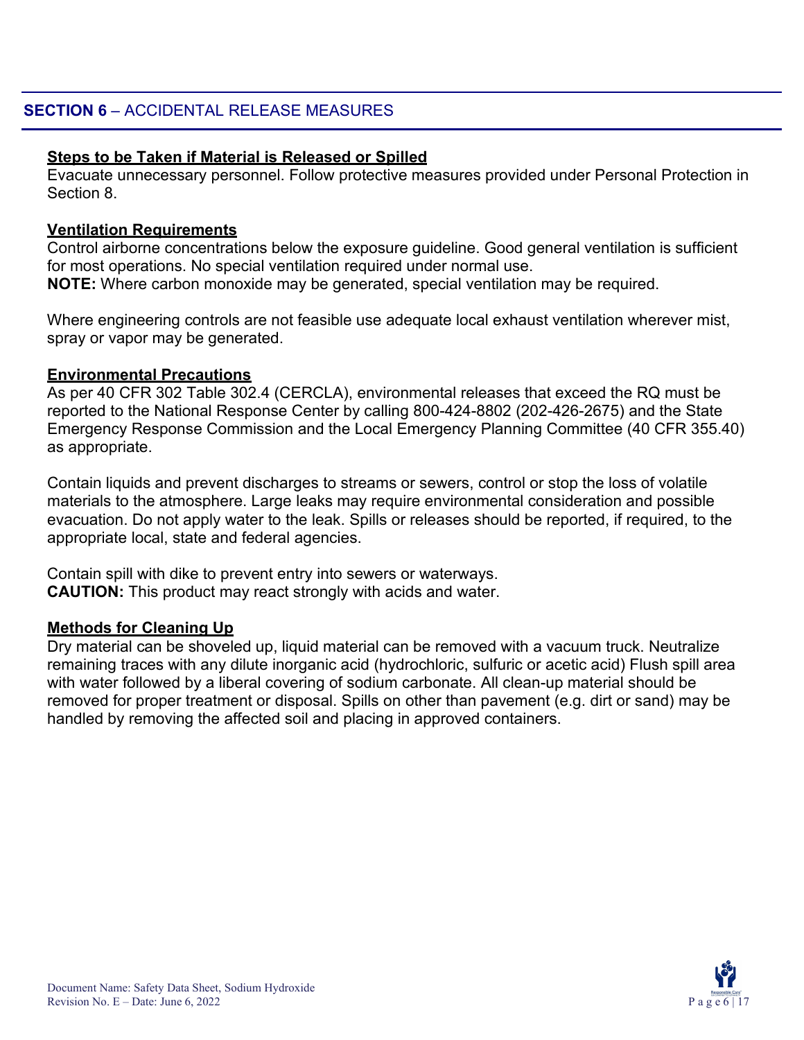## SECTION 6 – ACCIDENTAL RELEASE MEASURES

**Steps to be Taken if Material is Released or Spilled**
Evacuate unnecessary personnel. Follow protective measures provided under Personal Protection in Section 8.

**Ventilation Requirements**
Control airborne concentrations below the exposure guideline. Good general ventilation is sufficient for most operations. No special ventilation required under normal use.
**NOTE:** Where carbon monoxide may be generated, special ventilation may be required.

Where engineering controls are not feasible use adequate local exhaust ventilation wherever mist, spray or vapor may be generated.

**Environmental Precautions**
As per 40 CFR 302 Table 302.4 (CERCLA), environmental releases that exceed the RQ must be reported to the National Response Center by calling 800-424-8802 (202-426-2675) and the State Emergency Response Commission and the Local Emergency Planning Committee (40 CFR 355.40) as appropriate.

Contain liquids and prevent discharges to streams or sewers, control or stop the loss of volatile materials to the atmosphere. Large leaks may require environmental consideration and possible evacuation. Do not apply water to the leak. Spills or releases should be reported, if required, to the appropriate local, state and federal agencies.

Contain spill with dike to prevent entry into sewers or waterways.
**CAUTION:** This product may react strongly with acids and water.

**Methods for Cleaning Up**
Dry material can be shoveled up, liquid material can be removed with a vacuum truck. Neutralize remaining traces with any dilute inorganic acid (hydrochloric, sulfuric or acetic acid) Flush spill area with water followed by a liberal covering of sodium carbonate. All clean-up material should be removed for proper treatment or disposal. Spills on other than pavement (e.g. dirt or sand) may be handled by removing the affected soil and placing in approved containers.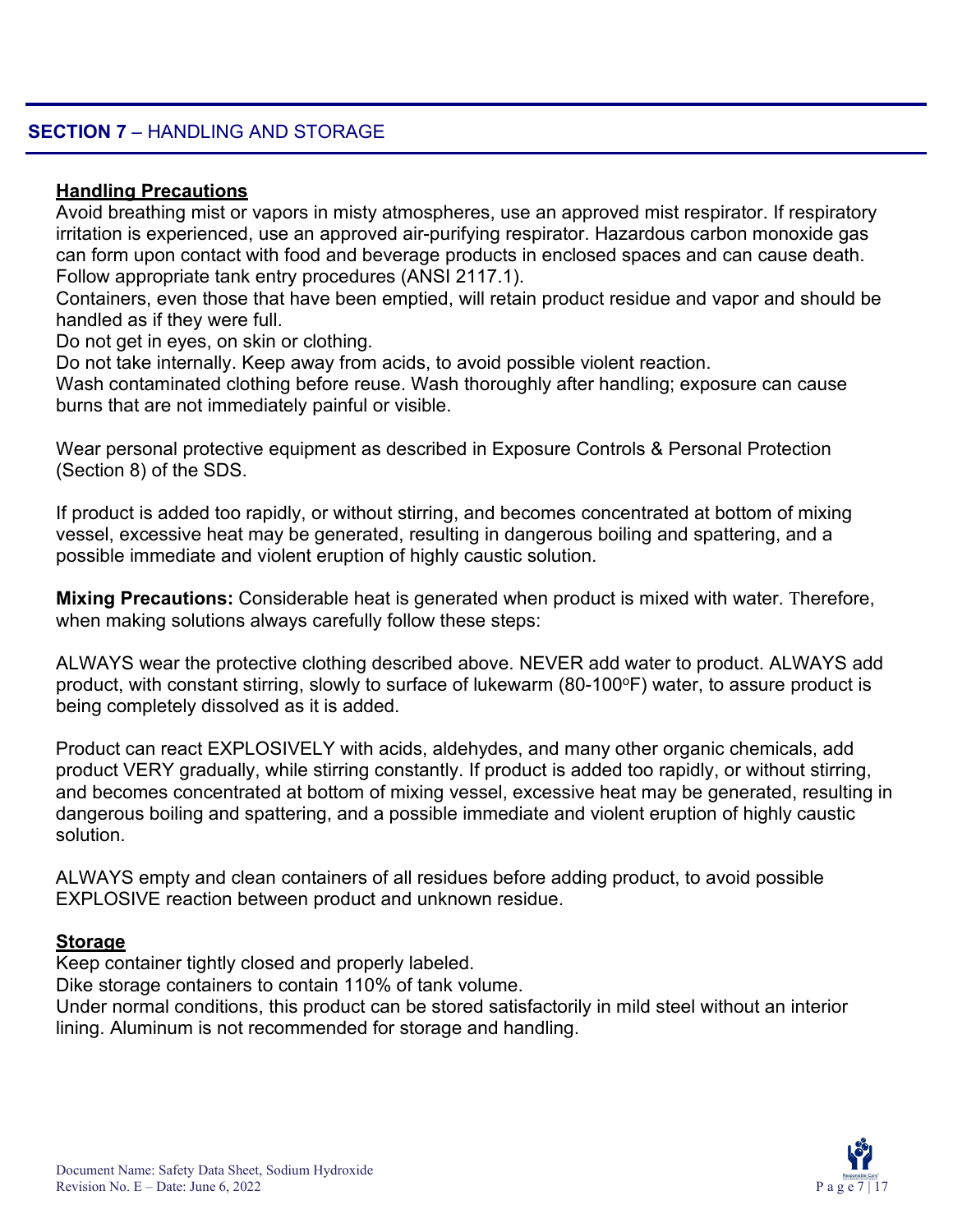## SECTION 7 – HANDLING AND STORAGE

**Handling Precautions**

Avoid breathing mist or vapors in misty atmospheres, use an approved mist respirator. If respiratory irritation is experienced, use an approved air-purifying respirator. Hazardous carbon monoxide gas can form upon contact with food and beverage products in enclosed spaces and can cause death. Follow appropriate tank entry procedures (ANSI 2117.1).
Containers, even those that have been emptied, will retain product residue and vapor and should be handled as if they were full.
Do not get in eyes, on skin or clothing.
Do not take internally. Keep away from acids, to avoid possible violent reaction.
Wash contaminated clothing before reuse. Wash thoroughly after handling; exposure can cause burns that are not immediately painful or visible.

Wear personal protective equipment as described in Exposure Controls & Personal Protection (Section 8) of the SDS.

If product is added too rapidly, or without stirring, and becomes concentrated at bottom of mixing vessel, excessive heat may be generated, resulting in dangerous boiling and spattering, and a possible immediate and violent eruption of highly caustic solution.

**Mixing Precautions:** Considerable heat is generated when product is mixed with water. Therefore, when making solutions always carefully follow these steps:

ALWAYS wear the protective clothing described above. NEVER add water to product. ALWAYS add product, with constant stirring, slowly to surface of lukewarm (80-100$^{o}$F) water, to assure product is being completely dissolved as it is added.

Product can react EXPLOSIVELY with acids, aldehydes, and many other organic chemicals, add product VERY gradually, while stirring constantly. If product is added too rapidly, or without stirring, and becomes concentrated at bottom of mixing vessel, excessive heat may be generated, resulting in dangerous boiling and spattering, and a possible immediate and violent eruption of highly caustic solution.

ALWAYS empty and clean containers of all residues before adding product, to avoid possible EXPLOSIVE reaction between product and unknown residue.

**Storage**

Keep container tightly closed and properly labeled.
Dike storage containers to contain 110% of tank volume.
Under normal conditions, this product can be stored satisfactorily in mild steel without an interior lining. Aluminum is not recommended for storage and handling.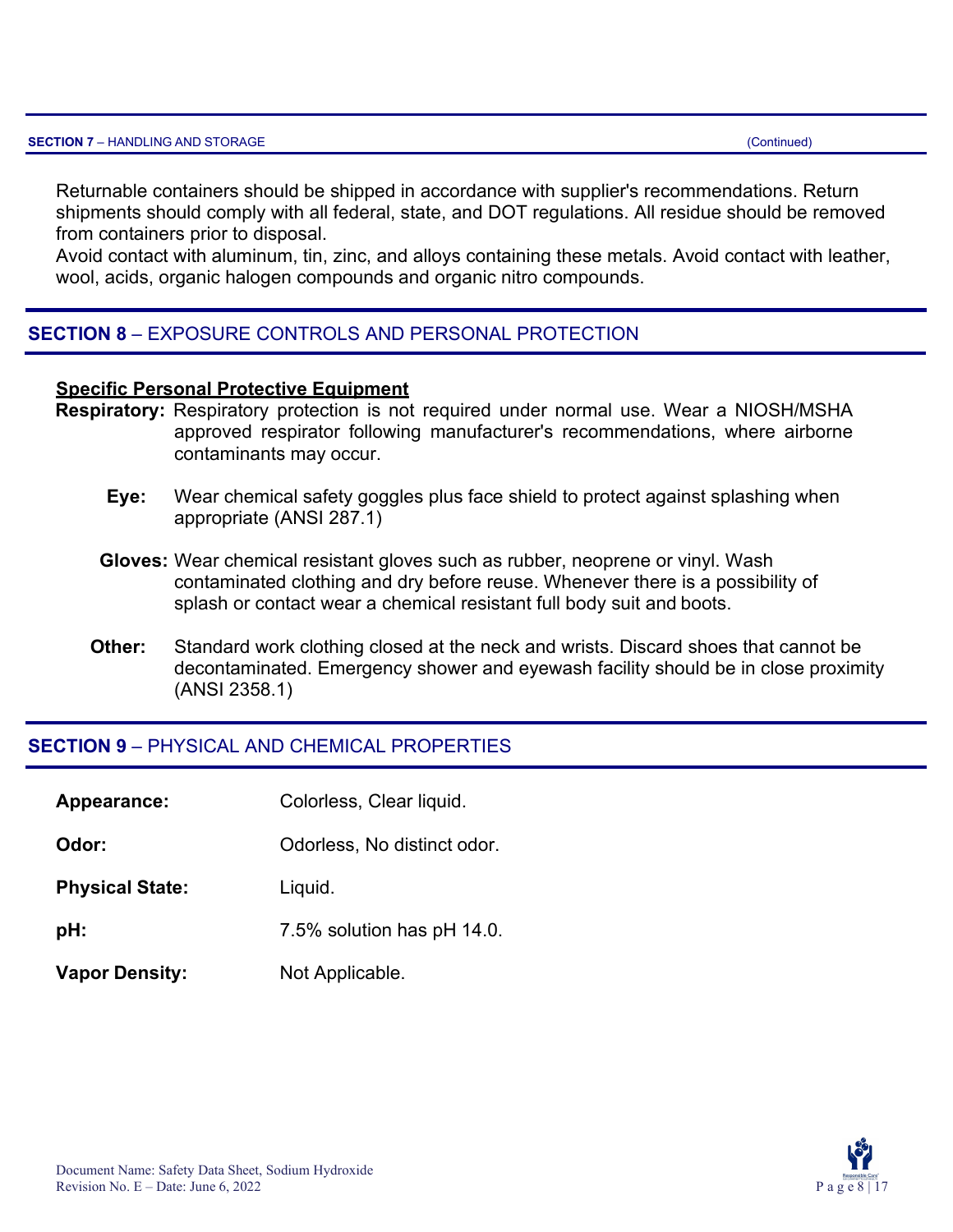Returnable containers should be shipped in accordance with supplier's recommendations. Return shipments should comply with all federal, state, and DOT regulations. All residue should be removed from containers prior to disposal.
Avoid contact with aluminum, tin, zinc, and alloys containing these metals. Avoid contact with leather, wool, acids, organic halogen compounds and organic nitro compounds.

## SECTION 8 – EXPOSURE CONTROLS AND PERSONAL PROTECTION

**Specific Personal Protective Equipment**

**Respiratory:** Respiratory protection is not required under normal use. Wear a NIOSH/MSHA approved respirator following manufacturer's recommendations, where airborne contaminants may occur.

**Eye:** Wear chemical safety goggles plus face shield to protect against splashing when appropriate (ANSI 287.1)

**Gloves:** Wear chemical resistant gloves such as rubber, neoprene or vinyl. Wash contaminated clothing and dry before reuse. Whenever there is a possibility of splash or contact wear a chemical resistant full body suit and boots.

**Other:** Standard work clothing closed at the neck and wrists. Discard shoes that cannot be decontaminated. Emergency shower and eyewash facility should be in close proximity (ANSI 2358.1)

## SECTION 9 – PHYSICAL AND CHEMICAL PROPERTIES

**Appearance:** Colorless, Clear liquid.

**Odor:** Odorless, No distinct odor.

**Physical State:** Liquid.

**pH:** 7.5% solution has pH 14.0.

**Vapor Density:** Not Applicable.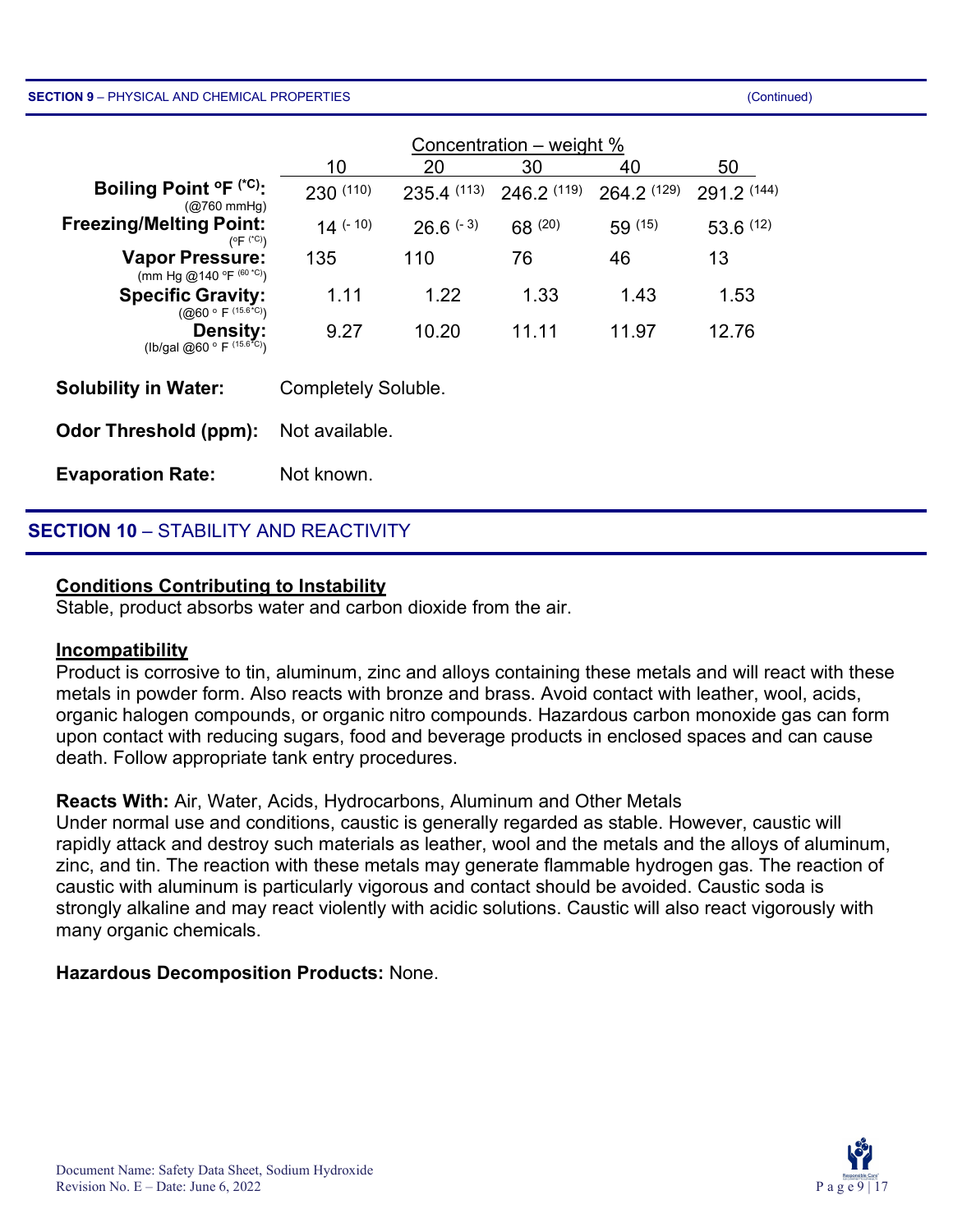## SECTION 9 – PHYSICAL AND CHEMICAL PROPERTIES (Continued)

| | Concentration – weight % | | | | |
|---|---|---|---|---|---|
| | 10 | 20 | 30 | 40 | 50 |
| **Boiling Point °F (°C):** (@760 mmHg) | 230 (110) | 235.4 (113) | 246.2 (119) | 264.2 (129) | 291.2 (144) |
| **Freezing/Melting Point:** (°F (°C)) | 14 (- 10) | 26.6 (- 3) | 68 (20) | 59 (15) | 53.6 (12) |
| **Vapor Pressure:** (mm Hg @140 °F (60 °C)) | 135 | 110 | 76 | 46 | 13 |
| **Specific Gravity:** (@60 ° F (15.6°C)) | 1.11 | 1.22 | 1.33 | 1.43 | 1.53 |
| **Density:** (lb/gal @60 ° F (15.6°C)) | 9.27 | 10.20 | 11.11 | 11.97 | 12.76 |

**Solubility in Water:** Completely Soluble.

**Odor Threshold (ppm):** Not available.

**Evaporation Rate:** Not known.

## SECTION 10 – STABILITY AND REACTIVITY

**Conditions Contributing to Instability**

Stable, product absorbs water and carbon dioxide from the air.

**Incompatibility**

Product is corrosive to tin, aluminum, zinc and alloys containing these metals and will react with these metals in powder form. Also reacts with bronze and brass. Avoid contact with leather, wool, acids, organic halogen compounds, or organic nitro compounds. Hazardous carbon monoxide gas can form upon contact with reducing sugars, food and beverage products in enclosed spaces and can cause death. Follow appropriate tank entry procedures.

**Reacts With:** Air, Water, Acids, Hydrocarbons, Aluminum and Other Metals

Under normal use and conditions, caustic is generally regarded as stable. However, caustic will rapidly attack and destroy such materials as leather, wool and the metals and the alloys of aluminum, zinc, and tin. The reaction with these metals may generate flammable hydrogen gas. The reaction of caustic with aluminum is particularly vigorous and contact should be avoided. Caustic soda is strongly alkaline and may react violently with acidic solutions. Caustic will also react vigorously with many organic chemicals.

**Hazardous Decomposition Products:** None.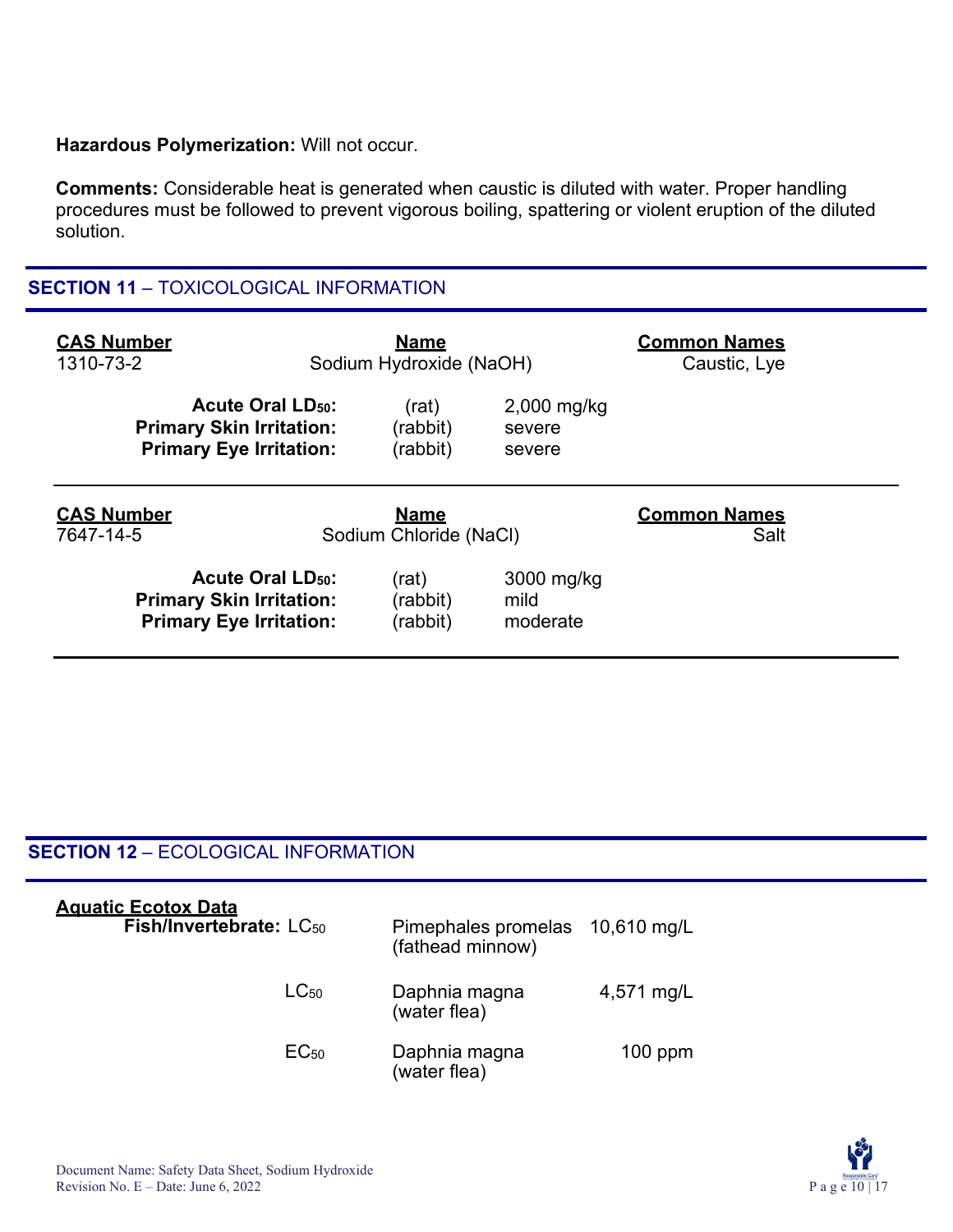**Hazardous Polymerization:** Will not occur.

**Comments:** Considerable heat is generated when caustic is diluted with water. Proper handling procedures must be followed to prevent vigorous boiling, spattering or violent eruption of the diluted solution.

## SECTION 11 – TOXICOLOGICAL INFORMATION

| CAS Number | Name | Common Names |
|---|---|---|
| 1310-73-2 | Sodium Hydroxide (NaOH) | Caustic, Lye |

| | | |
|---|---|---|
| **Acute Oral $LD_{50}$:** | (rat) | 2,000 mg/kg |
| **Primary Skin Irritation:** | (rabbit) | severe |
| **Primary Eye Irritation:** | (rabbit) | severe |

| CAS Number | Name | Common Names |
|---|---|---|
| 7647-14-5 | Sodium Chloride (NaCl) | Salt |

| | | |
|---|---|---|
| **Acute Oral $LD_{50}$:** | (rat) | 3000 mg/kg |
| **Primary Skin Irritation:** | (rabbit) | mild |
| **Primary Eye Irritation:** | (rabbit) | moderate |

## SECTION 12 – ECOLOGICAL INFORMATION

**Aquatic Ecotox Data**

| | | |
|---|---|---|
| **Fish/Invertebrate:** $LC_{50}$ | Pimephales promelas (fathead minnow) | 10,610 mg/L |
| $LC_{50}$ | Daphnia magna (water flea) | 4,571 mg/L |
| $EC_{50}$ | Daphnia magna (water flea) | 100 ppm |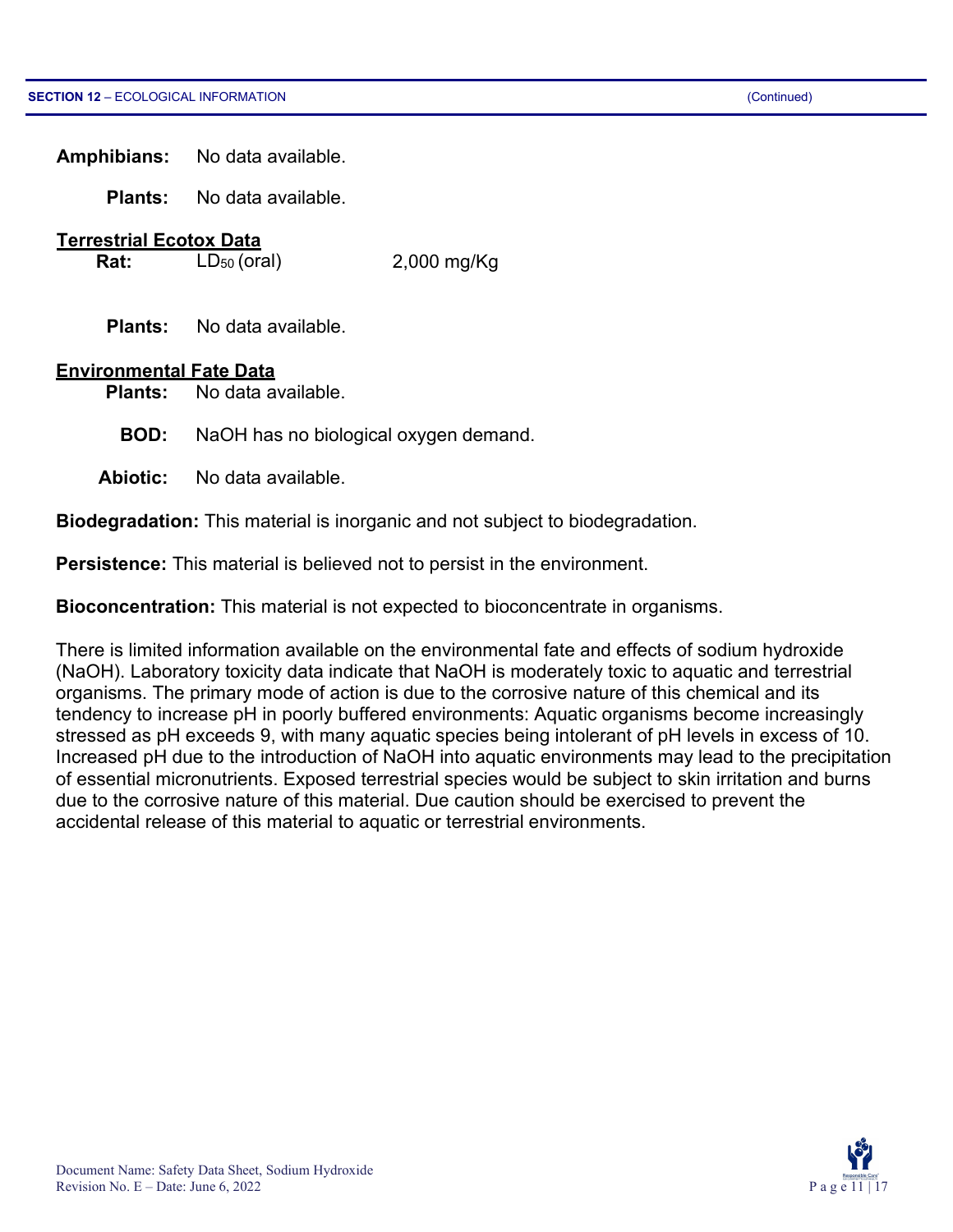**Amphibians:** No data available.

**Plants:** No data available.

**Terrestrial Ecotox Data**

**Rat:** $LD_{50}$ (oral) 2,000 mg/Kg

**Plants:** No data available.

**Environmental Fate Data**

**Plants:** No data available.

**BOD:** NaOH has no biological oxygen demand.

**Abiotic:** No data available.

**Biodegradation:** This material is inorganic and not subject to biodegradation.

**Persistence:** This material is believed not to persist in the environment.

**Bioconcentration:** This material is not expected to bioconcentrate in organisms.

There is limited information available on the environmental fate and effects of sodium hydroxide (NaOH). Laboratory toxicity data indicate that NaOH is moderately toxic to aquatic and terrestrial organisms. The primary mode of action is due to the corrosive nature of this chemical and its tendency to increase pH in poorly buffered environments: Aquatic organisms become increasingly stressed as pH exceeds 9, with many aquatic species being intolerant of pH levels in excess of 10. Increased pH due to the introduction of NaOH into aquatic environments may lead to the precipitation of essential micronutrients. Exposed terrestrial species would be subject to skin irritation and burns due to the corrosive nature of this material. Due caution should be exercised to prevent the accidental release of this material to aquatic or terrestrial environments.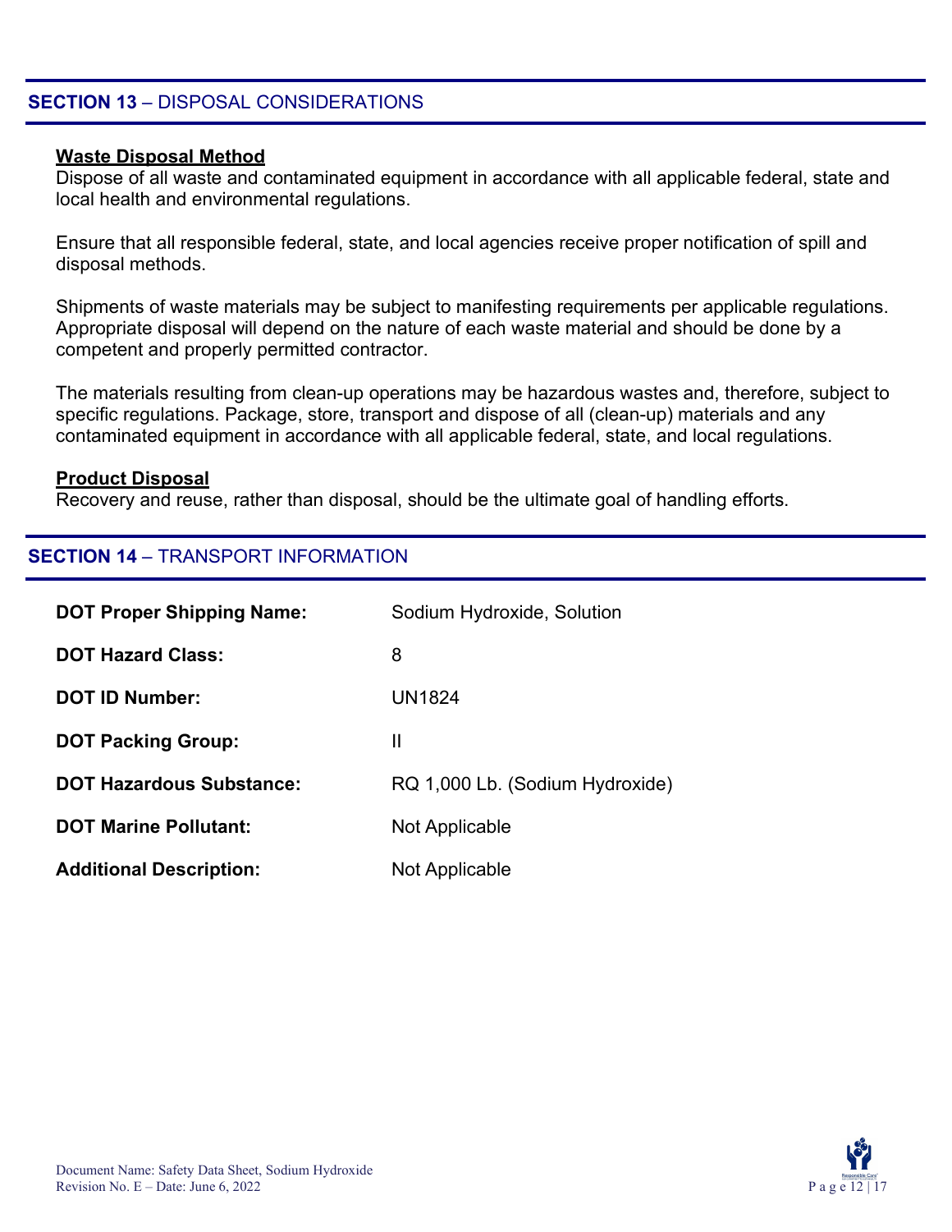## SECTION 13 – DISPOSAL CONSIDERATIONS

**Waste Disposal Method**

Dispose of all waste and contaminated equipment in accordance with all applicable federal, state and local health and environmental regulations.

Ensure that all responsible federal, state, and local agencies receive proper notification of spill and disposal methods.

Shipments of waste materials may be subject to manifesting requirements per applicable regulations. Appropriate disposal will depend on the nature of each waste material and should be done by a competent and properly permitted contractor.

The materials resulting from clean-up operations may be hazardous wastes and, therefore, subject to specific regulations. Package, store, transport and dispose of all (clean-up) materials and any contaminated equipment in accordance with all applicable federal, state, and local regulations.

**Product Disposal**

Recovery and reuse, rather than disposal, should be the ultimate goal of handling efforts.

## SECTION 14 – TRANSPORT INFORMATION

| | |
|---|---|
| **DOT Proper Shipping Name:** | Sodium Hydroxide, Solution |
| **DOT Hazard Class:** | 8 |
| **DOT ID Number:** | UN1824 |
| **DOT Packing Group:** | II |
| **DOT Hazardous Substance:** | RQ 1,000 Lb. (Sodium Hydroxide) |
| **DOT Marine Pollutant:** | Not Applicable |
| **Additional Description:** | Not Applicable |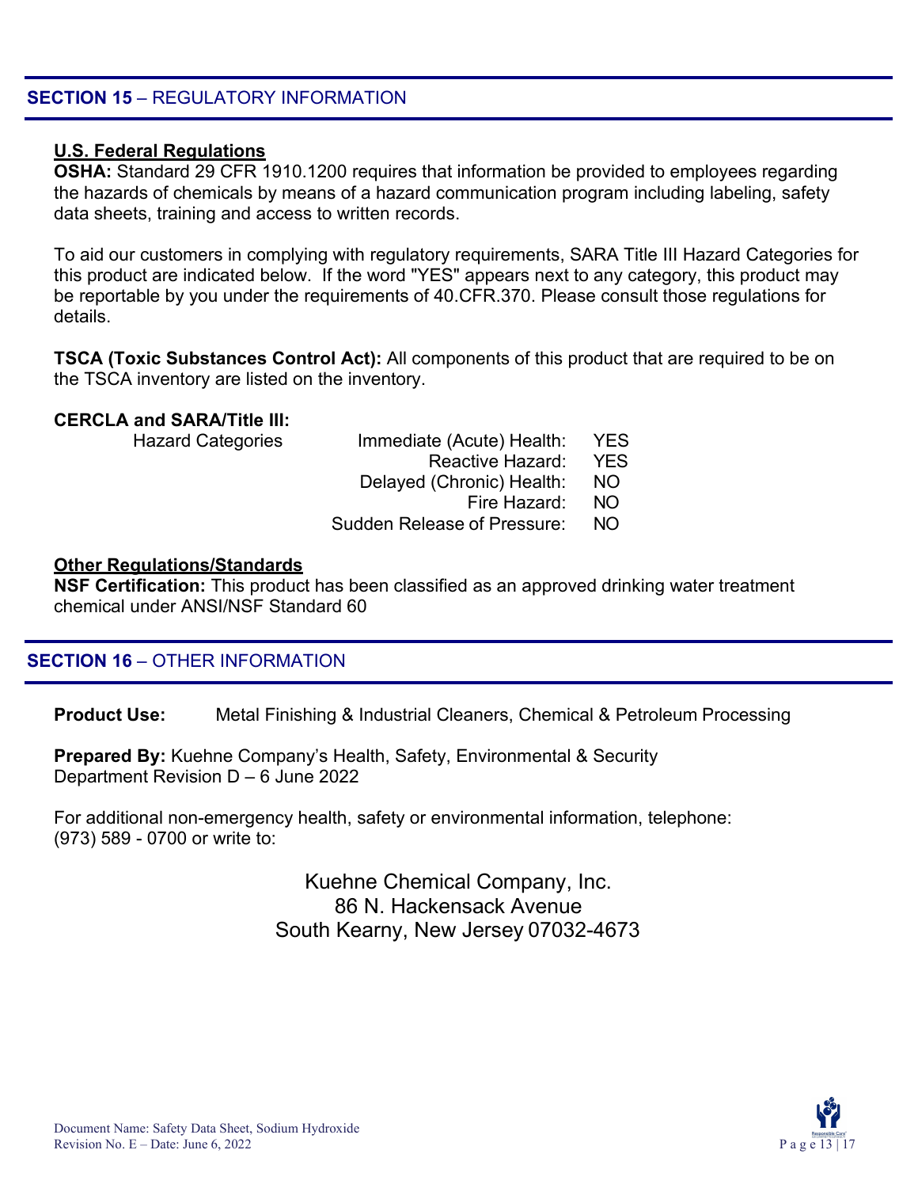## **SECTION 15** – REGULATORY INFORMATION

**U.S. Federal Regulations**

**OSHA:** Standard 29 CFR 1910.1200 requires that information be provided to employees regarding the hazards of chemicals by means of a hazard communication program including labeling, safety data sheets, training and access to written records.

To aid our customers in complying with regulatory requirements, SARA Title III Hazard Categories for this product are indicated below. If the word "YES" appears next to any category, this product may be reportable by you under the requirements of 40.CFR.370. Please consult those regulations for details.

**TSCA (Toxic Substances Control Act):** All components of this product that are required to be on the TSCA inventory are listed on the inventory.

**CERCLA and SARA/Title III:**

| Hazard Categories | | |
|---|---|---|
| | Immediate (Acute) Health: | YES |
| | Reactive Hazard: | YES |
| | Delayed (Chronic) Health: | NO |
| | Fire Hazard: | NO |
| | Sudden Release of Pressure: | NO |

**Other Regulations/Standards**

**NSF Certification:** This product has been classified as an approved drinking water treatment chemical under ANSI/NSF Standard 60

## **SECTION 16** – OTHER INFORMATION

**Product Use:** Metal Finishing & Industrial Cleaners, Chemical & Petroleum Processing

**Prepared By:** Kuehne Company's Health, Safety, Environmental & Security Department Revision D – 6 June 2022

For additional non-emergency health, safety or environmental information, telephone: (973) 589 - 0700 or write to:

Kuehne Chemical Company, Inc.
86 N. Hackensack Avenue
South Kearny, New Jersey 07032-4673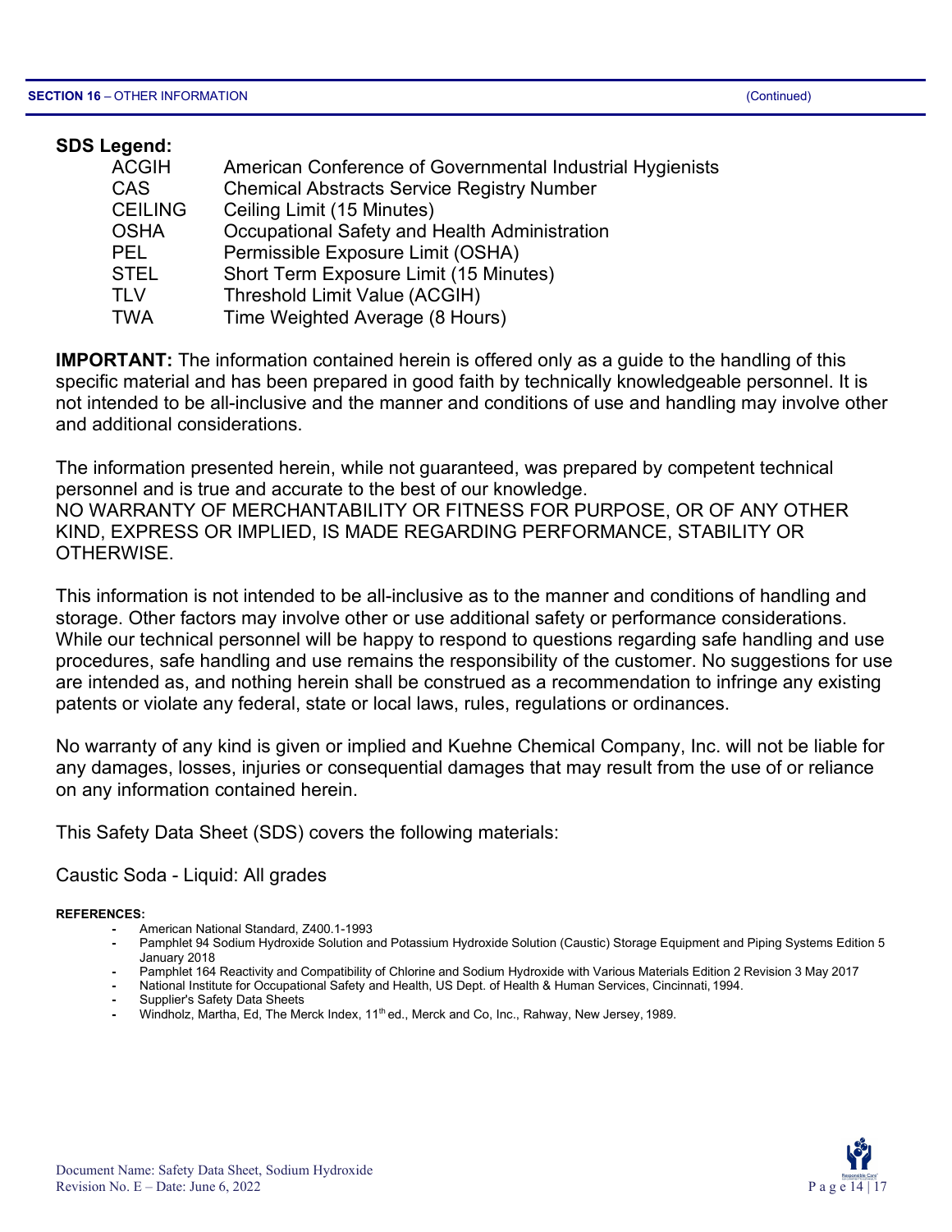**SECTION 16** – OTHER INFORMATION (Continued)

**SDS Legend:**

| | |
|---|---|
| ACGIH | American Conference of Governmental Industrial Hygienists |
| CAS | Chemical Abstracts Service Registry Number |
| CEILING | Ceiling Limit (15 Minutes) |
| OSHA | Occupational Safety and Health Administration |
| PEL | Permissible Exposure Limit (OSHA) |
| STEL | Short Term Exposure Limit (15 Minutes) |
| TLV | Threshold Limit Value (ACGIH) |
| TWA | Time Weighted Average (8 Hours) |

**IMPORTANT:** The information contained herein is offered only as a guide to the handling of this specific material and has been prepared in good faith by technically knowledgeable personnel. It is not intended to be all-inclusive and the manner and conditions of use and handling may involve other and additional considerations.

The information presented herein, while not guaranteed, was prepared by competent technical personnel and is true and accurate to the best of our knowledge.
NO WARRANTY OF MERCHANTABILITY OR FITNESS FOR PURPOSE, OR OF ANY OTHER KIND, EXPRESS OR IMPLIED, IS MADE REGARDING PERFORMANCE, STABILITY OR OTHERWISE.

This information is not intended to be all-inclusive as to the manner and conditions of handling and storage. Other factors may involve other or use additional safety or performance considerations. While our technical personnel will be happy to respond to questions regarding safe handling and use procedures, safe handling and use remains the responsibility of the customer. No suggestions for use are intended as, and nothing herein shall be construed as a recommendation to infringe any existing patents or violate any federal, state or local laws, rules, regulations or ordinances.

No warranty of any kind is given or implied and Kuehne Chemical Company, Inc. will not be liable for any damages, losses, injuries or consequential damages that may result from the use of or reliance on any information contained herein.

This Safety Data Sheet (SDS) covers the following materials:

Caustic Soda - Liquid: All grades

**REFERENCES:**

- American National Standard, Z400.1-1993
- Pamphlet 94 Sodium Hydroxide Solution and Potassium Hydroxide Solution (Caustic) Storage Equipment and Piping Systems Edition 5 January 2018
- Pamphlet 164 Reactivity and Compatibility of Chlorine and Sodium Hydroxide with Various Materials Edition 2 Revision 3 May 2017
- National Institute for Occupational Safety and Health, US Dept. of Health & Human Services, Cincinnati, 1994.
- Supplier's Safety Data Sheets
- Windholz, Martha, Ed, The Merck Index, 11th ed., Merck and Co, Inc., Rahway, New Jersey, 1989.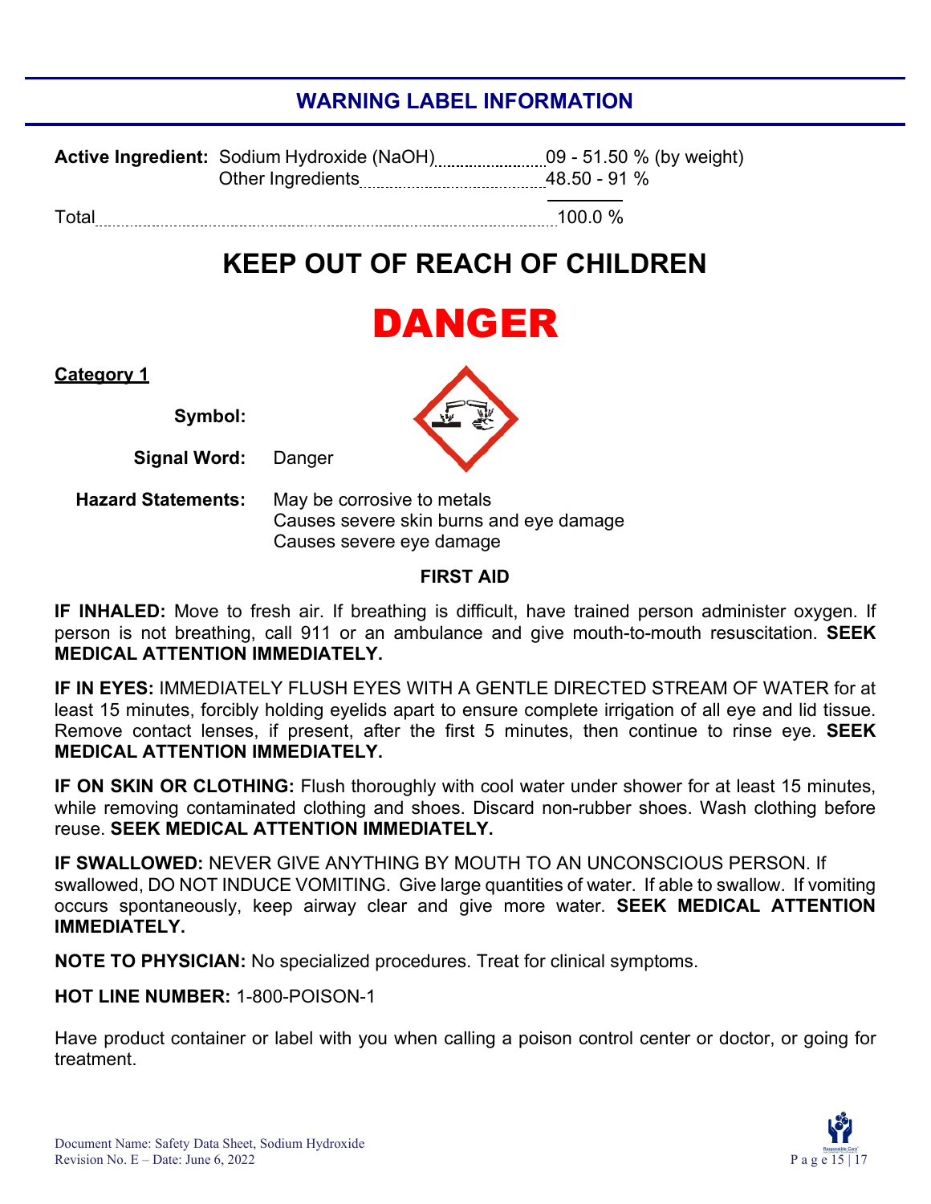## WARNING LABEL INFORMATION

| | | |
|---|---|---|
| **Active Ingredient:** | Sodium Hydroxide (NaOH) | 09 - 51.50 % (by weight) |
| | Other Ingredients | 48.50 - 91 % |
| Total | | 100.0 % |

# KEEP OUT OF REACH OF CHILDREN

# DANGER

**Category 1**

**Symbol:**

**Signal Word:** Danger

**Hazard Statements:** May be corrosive to metals
Causes severe skin burns and eye damage
Causes severe eye damage

### FIRST AID

**IF INHALED:** Move to fresh air. If breathing is difficult, have trained person administer oxygen. If person is not breathing, call 911 or an ambulance and give mouth-to-mouth resuscitation. **SEEK MEDICAL ATTENTION IMMEDIATELY.**

**IF IN EYES:** IMMEDIATELY FLUSH EYES WITH A GENTLE DIRECTED STREAM OF WATER for at least 15 minutes, forcibly holding eyelids apart to ensure complete irrigation of all eye and lid tissue. Remove contact lenses, if present, after the first 5 minutes, then continue to rinse eye. **SEEK MEDICAL ATTENTION IMMEDIATELY.**

**IF ON SKIN OR CLOTHING:** Flush thoroughly with cool water under shower for at least 15 minutes, while removing contaminated clothing and shoes. Discard non-rubber shoes. Wash clothing before reuse. **SEEK MEDICAL ATTENTION IMMEDIATELY.**

**IF SWALLOWED:** NEVER GIVE ANYTHING BY MOUTH TO AN UNCONSCIOUS PERSON. If swallowed, DO NOT INDUCE VOMITING. Give large quantities of water. If able to swallow. If vomiting occurs spontaneously, keep airway clear and give more water. **SEEK MEDICAL ATTENTION IMMEDIATELY.**

**NOTE TO PHYSICIAN:** No specialized procedures. Treat for clinical symptoms.

**HOT LINE NUMBER:** 1-800-POISON-1

Have product container or label with you when calling a poison control center or doctor, or going for treatment.

Document Name: Safety Data Sheet, Sodium Hydroxide
Revision No. E – Date: June 6, 2022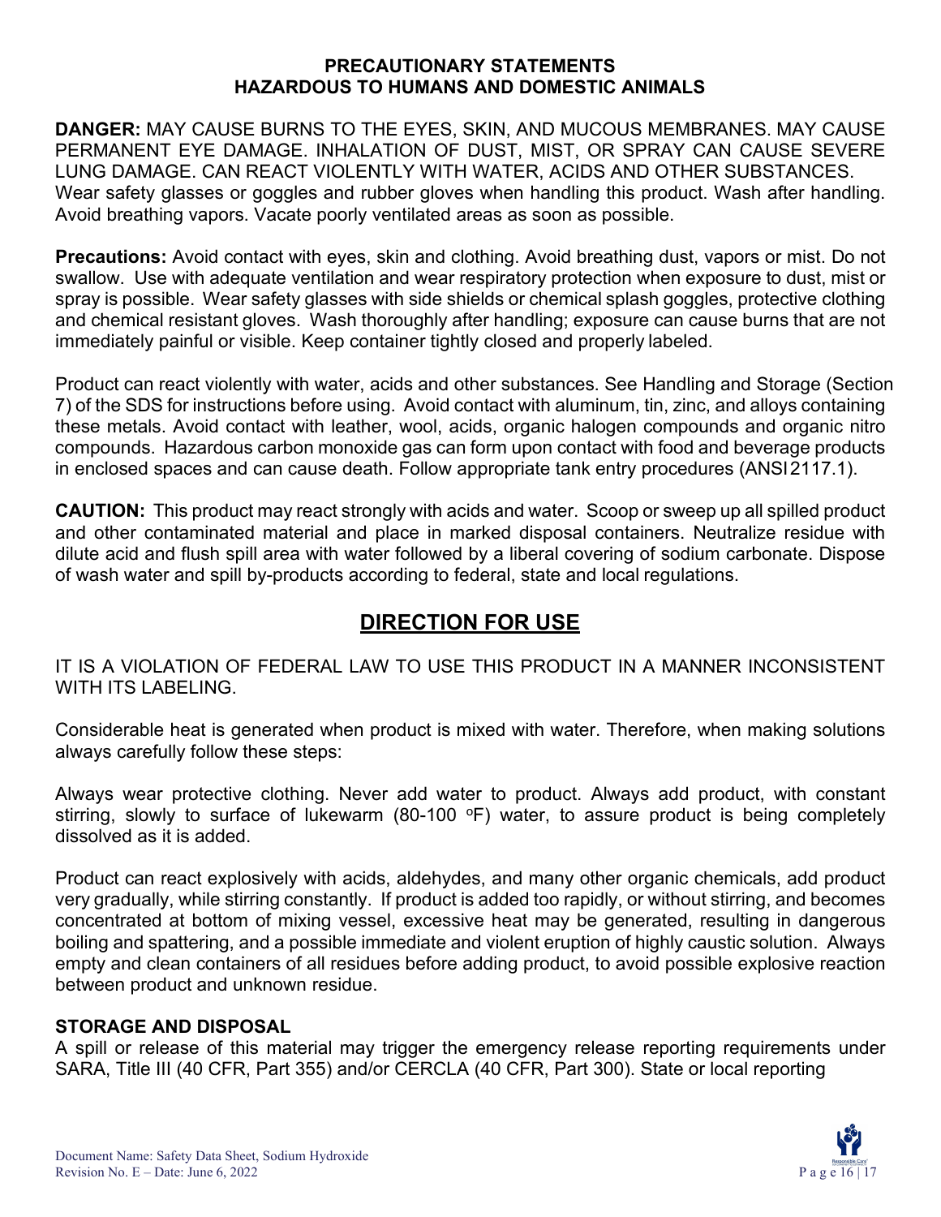**PRECAUTIONARY STATEMENTS**
**HAZARDOUS TO HUMANS AND DOMESTIC ANIMALS**

**DANGER:** MAY CAUSE BURNS TO THE EYES, SKIN, AND MUCOUS MEMBRANES. MAY CAUSE PERMANENT EYE DAMAGE. INHALATION OF DUST, MIST, OR SPRAY CAN CAUSE SEVERE LUNG DAMAGE. CAN REACT VIOLENTLY WITH WATER, ACIDS AND OTHER SUBSTANCES. Wear safety glasses or goggles and rubber gloves when handling this product. Wash after handling. Avoid breathing vapors. Vacate poorly ventilated areas as soon as possible.

**Precautions:** Avoid contact with eyes, skin and clothing. Avoid breathing dust, vapors or mist. Do not swallow. Use with adequate ventilation and wear respiratory protection when exposure to dust, mist or spray is possible. Wear safety glasses with side shields or chemical splash goggles, protective clothing and chemical resistant gloves. Wash thoroughly after handling; exposure can cause burns that are not immediately painful or visible. Keep container tightly closed and properly labeled.

Product can react violently with water, acids and other substances. See Handling and Storage (Section 7) of the SDS for instructions before using. Avoid contact with aluminum, tin, zinc, and alloys containing these metals. Avoid contact with leather, wool, acids, organic halogen compounds and organic nitro compounds. Hazardous carbon monoxide gas can form upon contact with food and beverage products in enclosed spaces and can cause death. Follow appropriate tank entry procedures (ANSI 2117.1).

**CAUTION:** This product may react strongly with acids and water. Scoop or sweep up all spilled product and other contaminated material and place in marked disposal containers. Neutralize residue with dilute acid and flush spill area with water followed by a liberal covering of sodium carbonate. Dispose of wash water and spill by-products according to federal, state and local regulations.

## DIRECTION FOR USE

IT IS A VIOLATION OF FEDERAL LAW TO USE THIS PRODUCT IN A MANNER INCONSISTENT WITH ITS LABELING.

Considerable heat is generated when product is mixed with water. Therefore, when making solutions always carefully follow these steps:

Always wear protective clothing. Never add water to product. Always add product, with constant stirring, slowly to surface of lukewarm (80-100 $^{o}$F) water, to assure product is being completely dissolved as it is added.

Product can react explosively with acids, aldehydes, and many other organic chemicals, add product very gradually, while stirring constantly. If product is added too rapidly, or without stirring, and becomes concentrated at bottom of mixing vessel, excessive heat may be generated, resulting in dangerous boiling and spattering, and a possible immediate and violent eruption of highly caustic solution. Always empty and clean containers of all residues before adding product, to avoid possible explosive reaction between product and unknown residue.

**STORAGE AND DISPOSAL**

A spill or release of this material may trigger the emergency release reporting requirements under SARA, Title III (40 CFR, Part 355) and/or CERCLA (40 CFR, Part 300). State or local reporting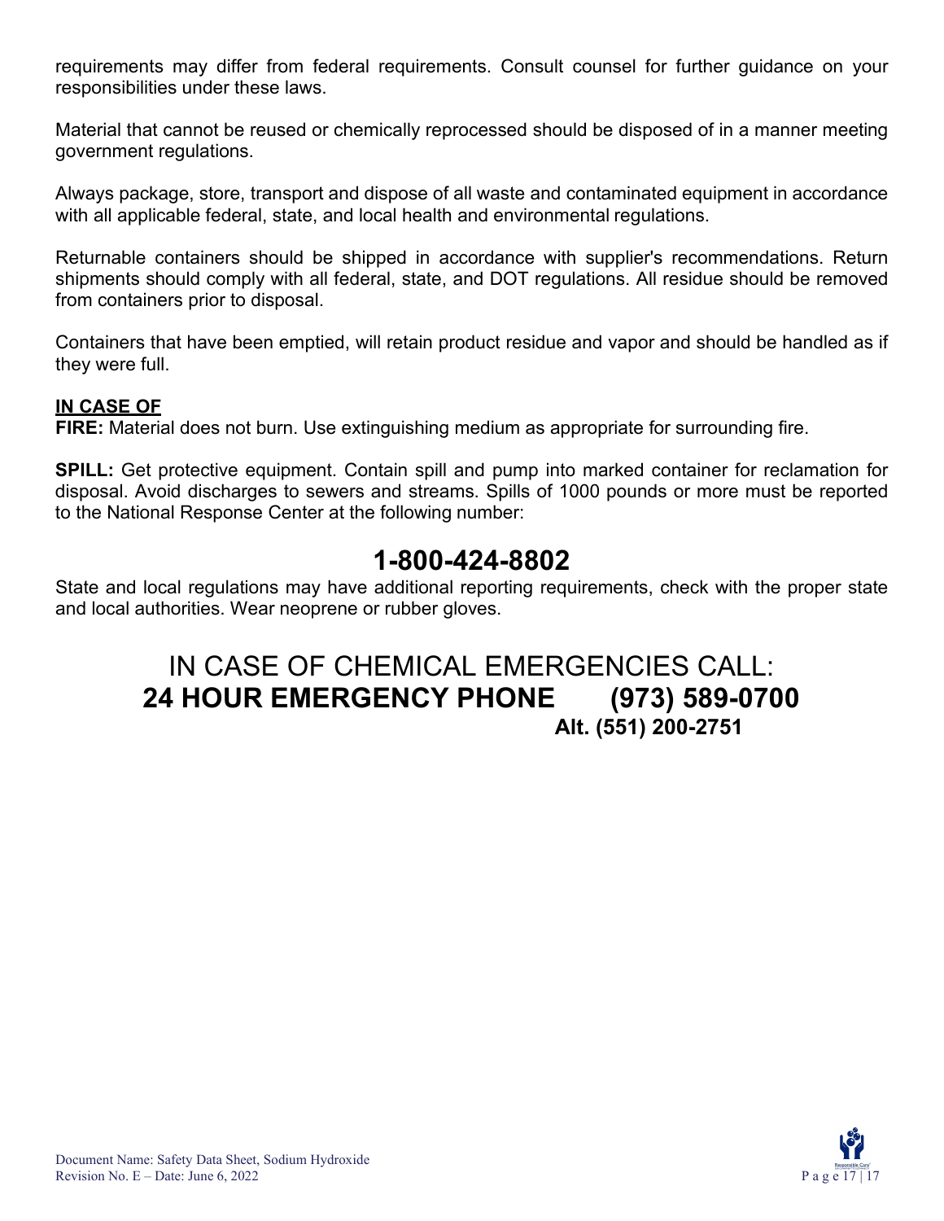requirements may differ from federal requirements. Consult counsel for further guidance on your responsibilities under these laws.

Material that cannot be reused or chemically reprocessed should be disposed of in a manner meeting government regulations.

Always package, store, transport and dispose of all waste and contaminated equipment in accordance with all applicable federal, state, and local health and environmental regulations.

Returnable containers should be shipped in accordance with supplier's recommendations. Return shipments should comply with all federal, state, and DOT regulations. All residue should be removed from containers prior to disposal.

Containers that have been emptied, will retain product residue and vapor and should be handled as if they were full.

**IN CASE OF**

**FIRE:** Material does not burn. Use extinguishing medium as appropriate for surrounding fire.

**SPILL:** Get protective equipment. Contain spill and pump into marked container for reclamation for disposal. Avoid discharges to sewers and streams. Spills of 1000 pounds or more must be reported to the National Response Center at the following number:

## 1-800-424-8802

State and local regulations may have additional reporting requirements, check with the proper state and local authorities. Wear neoprene or rubber gloves.

## IN CASE OF CHEMICAL EMERGENCIES CALL:

## **24 HOUR EMERGENCY PHONE (973) 589-0700**

**Alt. (551) 200-2751**